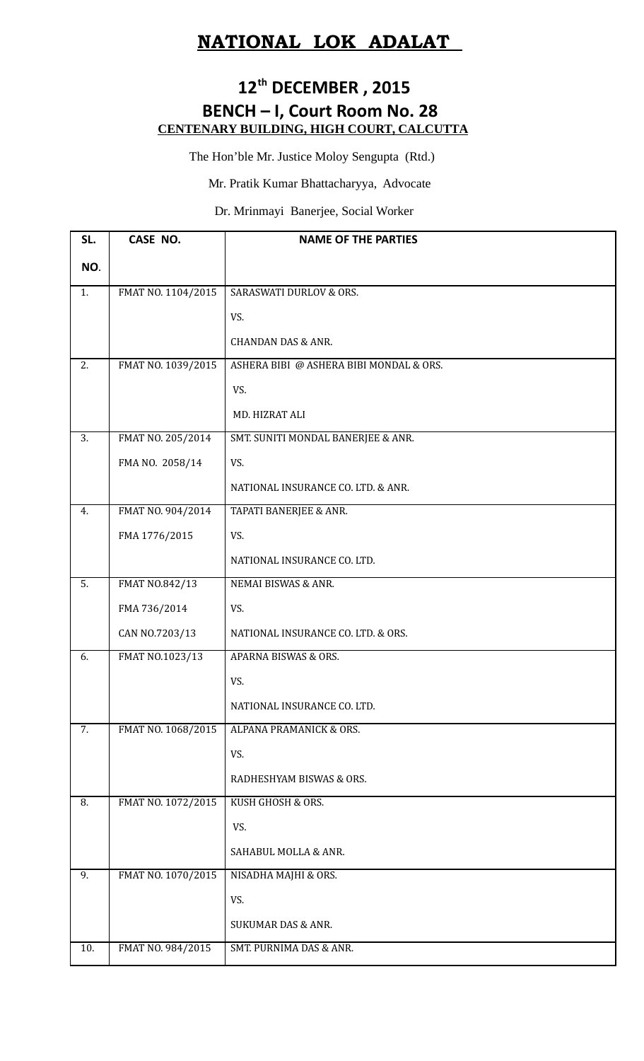# NATIONAL LOK ADALAT

## 12th DECEMBER , 2015

## BENCH – I, Court Room No. 28

**CENTENARY BUILDING, HIGH COURT, CALCUTTA**

The Hon'ble Mr. Justice Moloy Sengupta (Rtd.)

Mr. Pratik Kumar Bhattacharyya, Advocate

Dr. Mrinmayi Banerjee, Social Worker

| SL. NO. | CASE NO. | NAME OF THE PARTIES |
|---|---|---|
| 1. | FMAT NO. 1104/2015 | SARASWATI DURLOV & ORS. |
| | | VS. |
| | | CHANDAN DAS & ANR. |
| 2. | FMAT NO. 1039/2015 | ASHERA BIBI @ ASHERA BIBI MONDAL & ORS. |
| | | VS. |
| | | MD. HIZRAT ALI |
| 3. | FMAT NO. 205/2014 | SMT. SUNITI MONDAL BANERJEE & ANR. |
| | FMA NO. 2058/14 | VS. |
| | | NATIONAL INSURANCE CO. LTD. & ANR. |
| 4. | FMAT NO. 904/2014 | TAPATI BANERJEE & ANR. |
| | FMA 1776/2015 | VS. |
| | | NATIONAL INSURANCE CO. LTD. |
| 5. | FMAT NO.842/13 | NEMAI BISWAS & ANR. |
| | FMA 736/2014 | VS. |
| | CAN NO.7203/13 | NATIONAL INSURANCE CO. LTD. & ORS. |
| 6. | FMAT NO.1023/13 | APARNA BISWAS & ORS. |
| | | VS. |
| | | NATIONAL INSURANCE CO. LTD. |
| 7. | FMAT NO. 1068/2015 | ALPANA PRAMANICK & ORS. |
| | | VS. |
| | | RADHESHYAM BISWAS & ORS. |
| 8. | FMAT NO. 1072/2015 | KUSH GHOSH & ORS. |
| | | VS. |
| | | SAHABUL MOLLA & ANR. |
| 9. | FMAT NO. 1070/2015 | NISADHA MAJHI & ORS. |
| | | VS. |
| | | SUKUMAR DAS & ANR. |
| 10. | FMAT NO. 984/2015 | SMT. PURNIMA DAS & ANR. |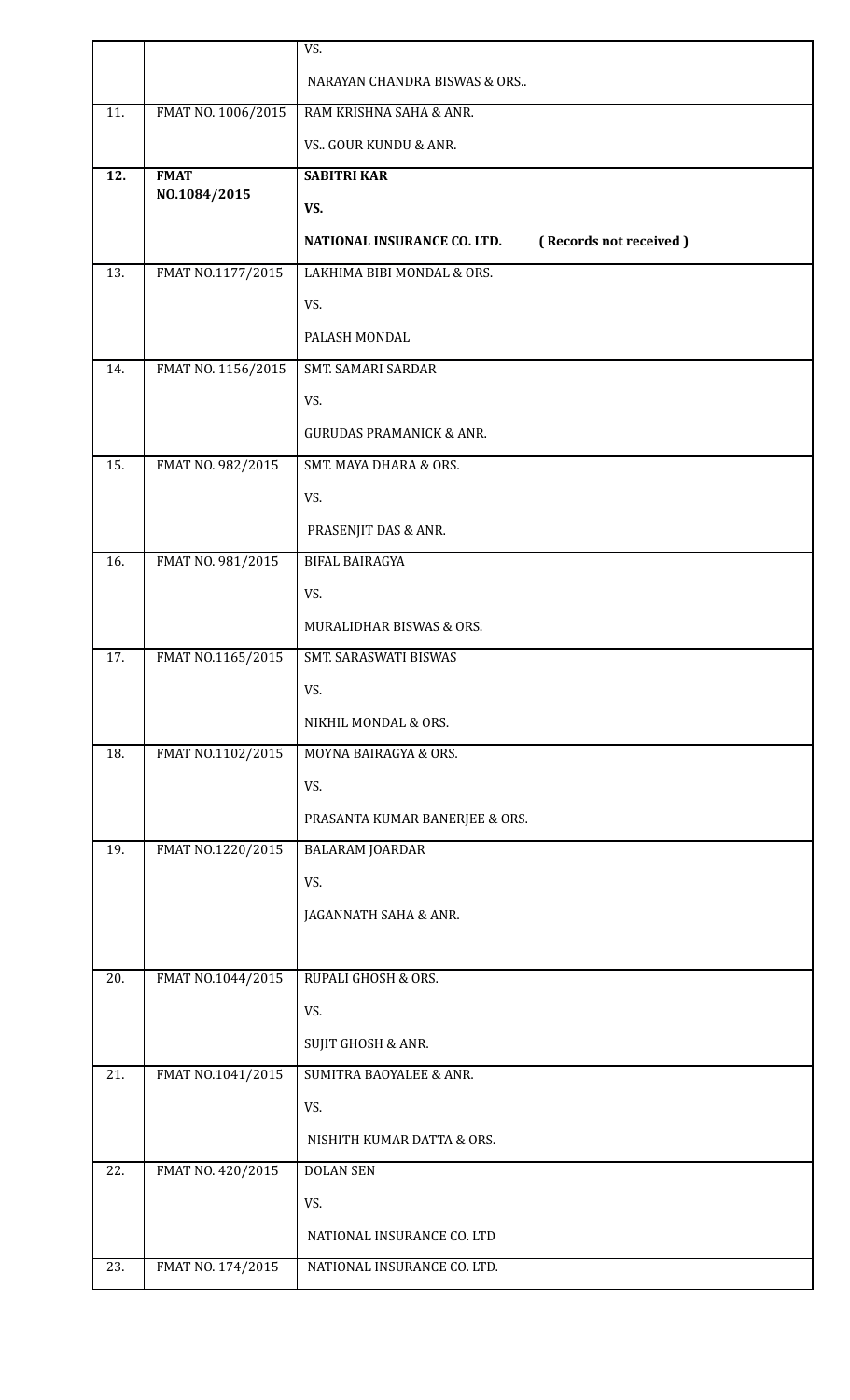| | | |
|---|---|---|
| | | VS. |
| | | NARAYAN CHANDRA BISWAS & ORS.. |
| 11. | FMAT NO. 1006/2015 | RAM KRISHNA SAHA & ANR. |
| | | VS.. GOUR KUNDU & ANR. |
| **12.** | **FMAT NO.1084/2015** | **SABITRI KAR** |
| | | **VS.** |
| | | **NATIONAL INSURANCE CO. LTD. ( Records not received )** |
| 13. | FMAT NO.1177/2015 | LAKHIMA BIBI MONDAL & ORS. |
| | | VS. |
| | | PALASH MONDAL |
| 14. | FMAT NO. 1156/2015 | SMT. SAMARI SARDAR |
| | | VS. |
| | | GURUDAS PRAMANICK & ANR. |
| 15. | FMAT NO. 982/2015 | SMT. MAYA DHARA & ORS. |
| | | VS. |
| | | PRASENJIT DAS & ANR. |
| 16. | FMAT NO. 981/2015 | BIFAL BAIRAGYA |
| | | VS. |
| | | MURALIDHAR BISWAS & ORS. |
| 17. | FMAT NO.1165/2015 | SMT. SARASWATI BISWAS |
| | | VS. |
| | | NIKHIL MONDAL & ORS. |
| 18. | FMAT NO.1102/2015 | MOYNA BAIRAGYA & ORS. |
| | | VS. |
| | | PRASANTA KUMAR BANERJEE & ORS. |
| 19. | FMAT NO.1220/2015 | BALARAM JOARDAR |
| | | VS. |
| | | JAGANNATH SAHA & ANR. |
| 20. | FMAT NO.1044/2015 | RUPALI GHOSH & ORS. |
| | | VS. |
| | | SUJIT GHOSH & ANR. |
| 21. | FMAT NO.1041/2015 | SUMITRA BAOYALEE & ANR. |
| | | VS. |
| | | NISHITH KUMAR DATTA & ORS. |
| 22. | FMAT NO. 420/2015 | DOLAN SEN |
| | | VS. |
| | | NATIONAL INSURANCE CO. LTD |
| 23. | FMAT NO. 174/2015 | NATIONAL INSURANCE CO. LTD. |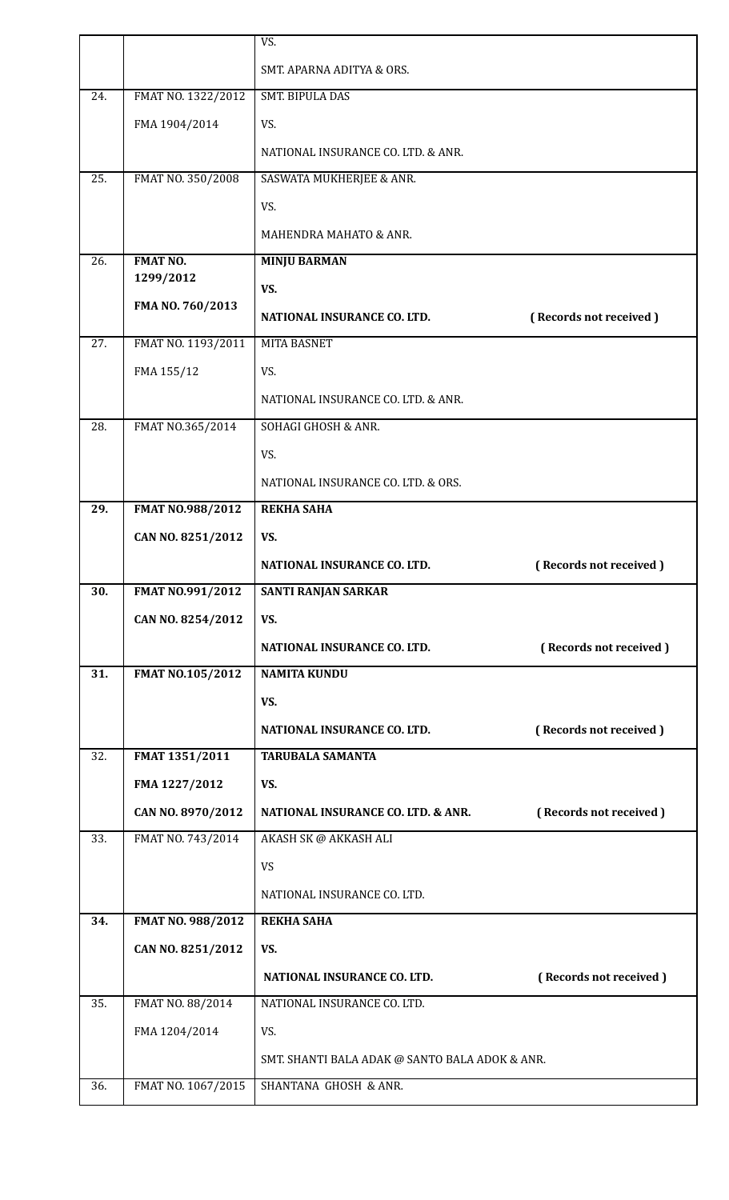| | | |
|---|---|---|
| | | VS.<br>SMT. APARNA ADITYA & ORS. |
| 24. | FMAT NO. 1322/2012<br>FMA 1904/2014 | SMT. BIPULA DAS<br>VS.<br>NATIONAL INSURANCE CO. LTD. & ANR. |
| 25. | FMAT NO. 350/2008 | SASWATA MUKHERJEE & ANR.<br>VS.<br>MAHENDRA MAHATO & ANR. |
| **26.** | **FMAT NO. 1299/2012**<br>**FMA NO. 760/2013** | **MINJU BARMAN**<br>**VS.**<br>**NATIONAL INSURANCE CO. LTD.** **( Records not received )** |
| 27. | FMAT NO. 1193/2011<br>FMA 155/12 | MITA BASNET<br>VS.<br>NATIONAL INSURANCE CO. LTD. & ANR. |
| 28. | FMAT NO.365/2014 | SOHAGI GHOSH & ANR.<br>VS.<br>NATIONAL INSURANCE CO. LTD. & ORS. |
| **29.** | **FMAT NO.988/2012**<br>**CAN NO. 8251/2012** | **REKHA SAHA**<br>**VS.**<br>**NATIONAL INSURANCE CO. LTD.** **( Records not received )** |
| **30.** | **FMAT NO.991/2012**<br>**CAN NO. 8254/2012** | **SANTI RANJAN SARKAR**<br>**VS.**<br>**NATIONAL INSURANCE CO. LTD.** **( Records not received )** |
| **31.** | **FMAT NO.105/2012** | **NAMITA KUNDU**<br>**VS.**<br>**NATIONAL INSURANCE CO. LTD.** **( Records not received )** |
| 32. | **FMAT 1351/2011**<br>**FMA 1227/2012**<br>**CAN NO. 8970/2012** | **TARUBALA SAMANTA**<br>**VS.**<br>**NATIONAL INSURANCE CO. LTD. & ANR.** **( Records not received )** |
| 33. | FMAT NO. 743/2014 | AKASH SK @ AKKASH ALI<br>VS<br>NATIONAL INSURANCE CO. LTD. |
| **34.** | **FMAT NO. 988/2012**<br>**CAN NO. 8251/2012** | **REKHA SAHA**<br>**VS.**<br>**NATIONAL INSURANCE CO. LTD.** **( Records not received )** |
| 35. | FMAT NO. 88/2014<br>FMA 1204/2014 | NATIONAL INSURANCE CO. LTD.<br>VS.<br>SMT. SHANTI BALA ADAK @ SANTO BALA ADOK & ANR. |
| 36. | FMAT NO. 1067/2015 | SHANTANA GHOSH & ANR. |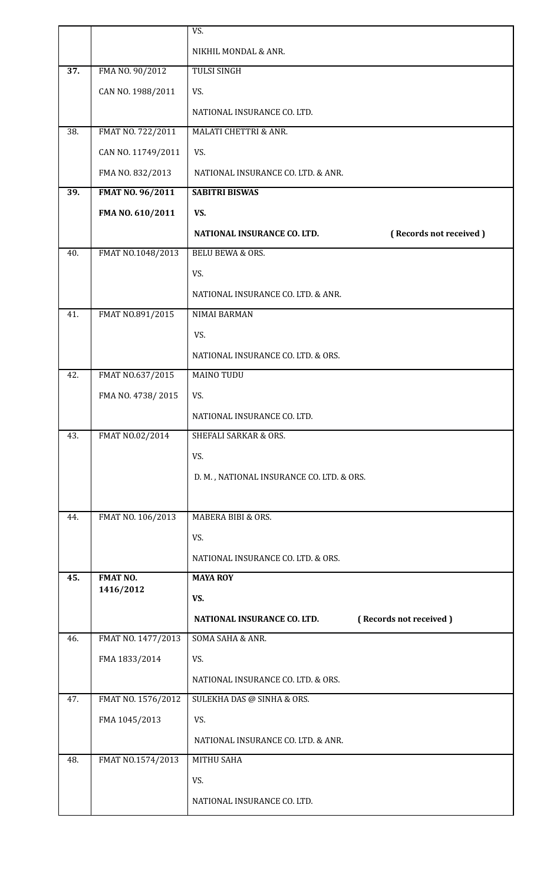| | | |
|---|---|---|
| | | VS.<br>NIKHIL MONDAL & ANR. |
| **37.** | FMA NO. 90/2012<br>CAN NO. 1988/2011 | TULSI SINGH<br>VS.<br>NATIONAL INSURANCE CO. LTD. |
| 38. | FMAT NO. 722/2011<br>CAN NO. 11749/2011<br>FMA NO. 832/2013 | MALATI CHETTRI & ANR.<br>VS.<br>NATIONAL INSURANCE CO. LTD. & ANR. |
| **39.** | **FMAT NO. 96/2011**<br>**FMA NO. 610/2011** | **SABITRI BISWAS**<br>**VS.**<br>**NATIONAL INSURANCE CO. LTD. ( Records not received )** |
| 40. | FMAT NO.1048/2013 | BELU BEWA & ORS.<br>VS.<br>NATIONAL INSURANCE CO. LTD. & ANR. |
| 41. | FMAT NO.891/2015 | NIMAI BARMAN<br>VS.<br>NATIONAL INSURANCE CO. LTD. & ORS. |
| 42. | FMAT NO.637/2015<br>FMA NO. 4738/ 2015 | MAINO TUDU<br>VS.<br>NATIONAL INSURANCE CO. LTD. |
| 43. | FMAT NO.02/2014 | SHEFALI SARKAR & ORS.<br>VS.<br>D. M. , NATIONAL INSURANCE CO. LTD. & ORS. |
| 44. | FMAT NO. 106/2013 | MABERA BIBI & ORS.<br>VS.<br>NATIONAL INSURANCE CO. LTD. & ORS. |
| **45.** | **FMAT NO. 1416/2012** | **MAYA ROY**<br>**VS.**<br>**NATIONAL INSURANCE CO. LTD. ( Records not received )** |
| 46. | FMAT NO. 1477/2013<br>FMA 1833/2014 | SOMA SAHA & ANR.<br>VS.<br>NATIONAL INSURANCE CO. LTD. & ORS. |
| 47. | FMAT NO. 1576/2012<br>FMA 1045/2013 | SULEKHA DAS @ SINHA & ORS.<br>VS.<br>NATIONAL INSURANCE CO. LTD. & ANR. |
| 48. | FMAT NO.1574/2013 | MITHU SAHA<br>VS.<br>NATIONAL INSURANCE CO. LTD. |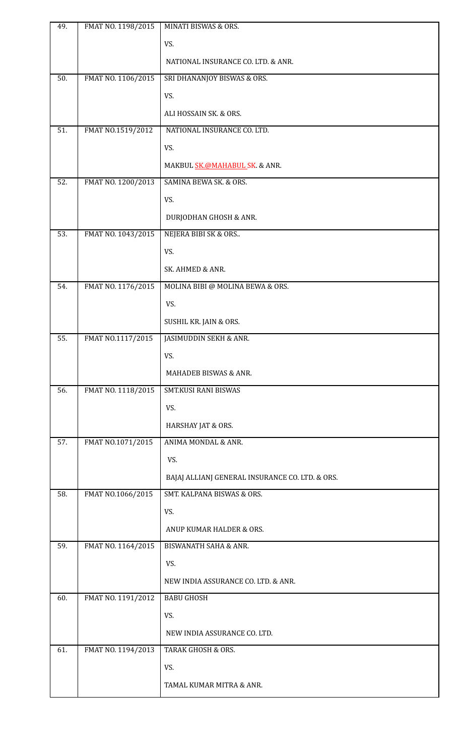| | | |
|---|---|---|
| 49. | FMAT NO. 1198/2015 | MINATI BISWAS & ORS.<br><br>VS.<br><br>NATIONAL INSURANCE CO. LTD. & ANR. |
| 50. | FMAT NO. 1106/2015 | SRI DHANANJOY BISWAS & ORS.<br><br>VS.<br><br>ALI HOSSAIN SK. & ORS. |
| 51. | FMAT NO.1519/2012 | NATIONAL INSURANCE CO. LTD.<br><br>VS.<br><br>MAKBUL SK.@MAHABUL SK. & ANR. |
| 52. | FMAT NO. 1200/2013 | SAMINA BEWA SK. & ORS.<br><br>VS.<br><br>DURJODHAN GHOSH & ANR. |
| 53. | FMAT NO. 1043/2015 | NEJERA BIBI SK & ORS..<br><br>VS.<br><br>SK. AHMED & ANR. |
| 54. | FMAT NO. 1176/2015 | MOLINA BIBI @ MOLINA BEWA & ORS.<br><br>VS.<br><br>SUSHIL KR. JAIN & ORS. |
| 55. | FMAT NO.1117/2015 | JASIMUDDIN SEKH & ANR.<br><br>VS.<br><br>MAHADEB BISWAS & ANR. |
| 56. | FMAT NO. 1118/2015 | SMT.KUSI RANI BISWAS<br><br>VS.<br><br>HARSHAY JAT & ORS. |
| 57. | FMAT NO.1071/2015 | ANIMA MONDAL & ANR.<br><br>VS.<br><br>BAJAJ ALLIANJ GENERAL INSURANCE CO. LTD. & ORS. |
| 58. | FMAT NO.1066/2015 | SMT. KALPANA BISWAS & ORS.<br><br>VS.<br><br>ANUP KUMAR HALDER & ORS. |
| 59. | FMAT NO. 1164/2015 | BISWANATH SAHA & ANR.<br><br>VS.<br><br>NEW INDIA ASSURANCE CO. LTD. & ANR. |
| 60. | FMAT NO. 1191/2012 | BABU GHOSH<br><br>VS.<br><br>NEW INDIA ASSURANCE CO. LTD. |
| 61. | FMAT NO. 1194/2013 | TARAK GHOSH & ORS.<br><br>VS.<br><br>TAMAL KUMAR MITRA & ANR. |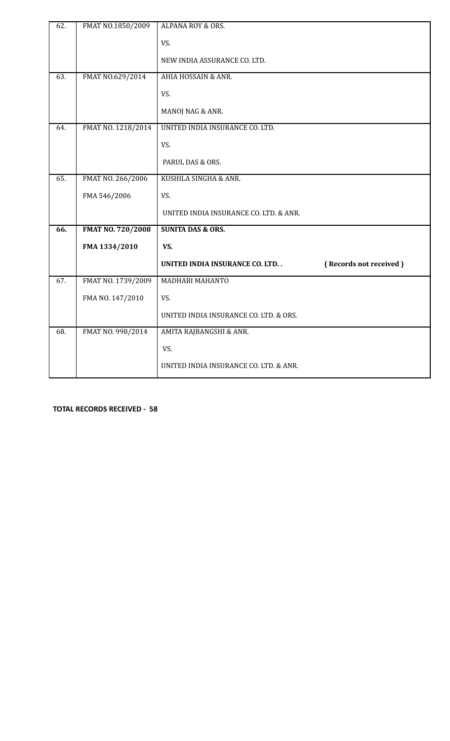| | | |
|---|---|---|
| 62. | FMAT NO.1850/2009 | ALPANA ROY & ORS.<br>VS.<br>NEW INDIA ASSURANCE CO. LTD. |
| 63. | FMAT NO.629/2014 | AHIA HOSSAIN & ANR.<br>VS.<br>MANOJ NAG & ANR. |
| 64. | FMAT NO. 1218/2014 | UNITED INDIA INSURANCE CO. LTD.<br>VS.<br>PARUL DAS & ORS. |
| 65. | FMAT NO. 266/2006<br>FMA 546/2006 | KUSHILA SINGHA & ANR.<br>VS.<br>UNITED INDIA INSURANCE CO. LTD. & ANR. |
| **66.** | **FMAT NO. 720/2008**<br>**FMA 1334/2010** | **SUNITA DAS & ORS.**<br>**VS.**<br>**UNITED INDIA INSURANCE CO. LTD. .** **( Records not received )** |
| 67. | FMAT NO. 1739/2009<br>FMA NO. 147/2010 | MADHABI MAHANTO<br>VS.<br>UNITED INDIA INSURANCE CO. LTD. & ORS. |
| 68. | FMAT NO. 998/2014 | AMITA RAJBANGSHI & ANR.<br>VS.<br>UNITED INDIA INSURANCE CO. LTD. & ANR. |

**TOTAL RECORDS RECEIVED - 58**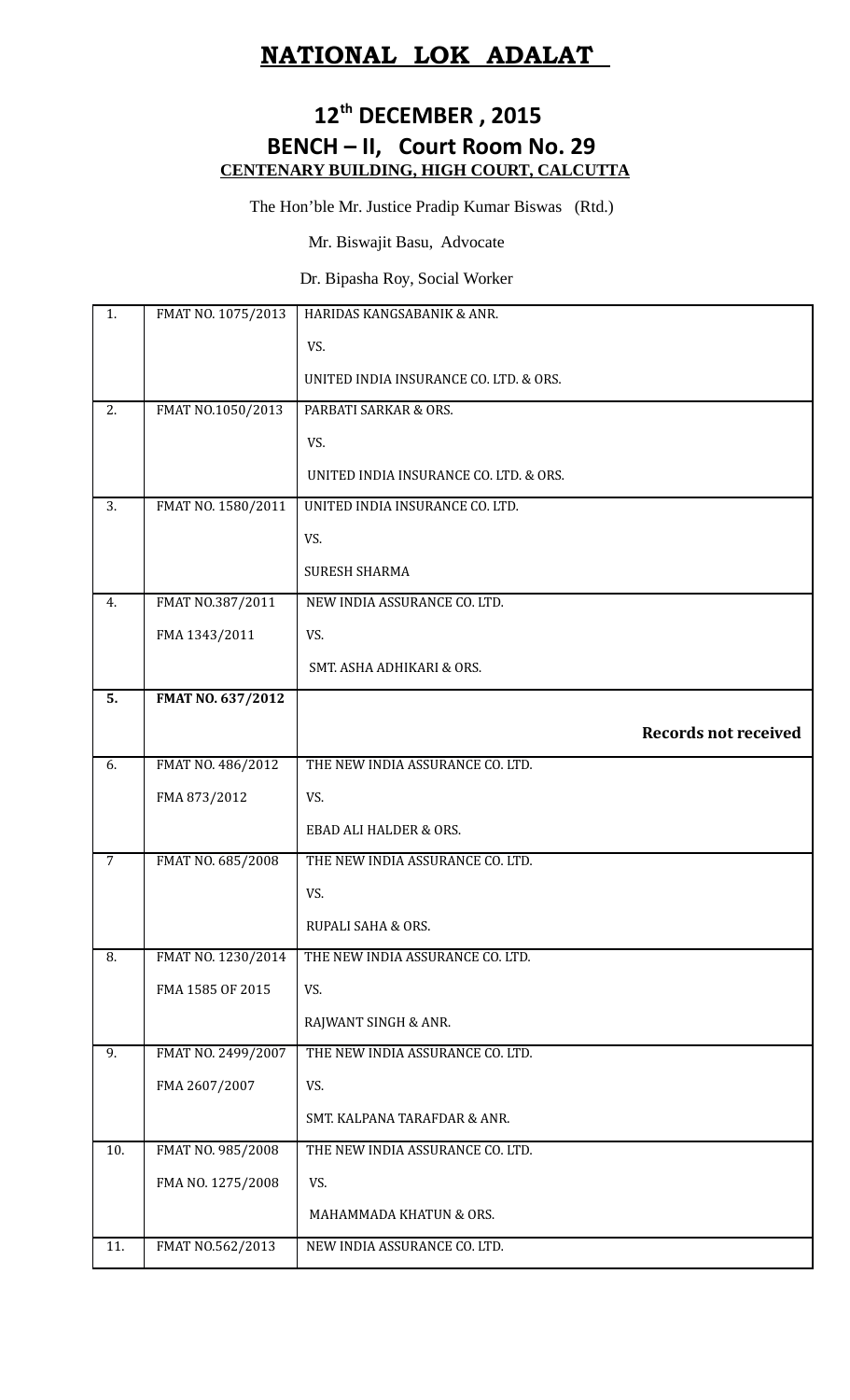# NATIONAL LOK ADALAT

## 12th DECEMBER , 2015

## BENCH – II, Court Room No. 29

**CENTENARY BUILDING, HIGH COURT, CALCUTTA**

The Hon'ble Mr. Justice Pradip Kumar Biswas (Rtd.)

Mr. Biswajit Basu, Advocate

Dr. Bipasha Roy, Social Worker

| | | |
|---|---|---|
| 1. | FMAT NO. 1075/2013 | HARIDAS KANGSABANIK & ANR. |
| | | VS. |
| | | UNITED INDIA INSURANCE CO. LTD. & ORS. |
| 2. | FMAT NO.1050/2013 | PARBATI SARKAR & ORS. |
| | | VS. |
| | | UNITED INDIA INSURANCE CO. LTD. & ORS. |
| 3. | FMAT NO. 1580/2011 | UNITED INDIA INSURANCE CO. LTD. |
| | | VS. |
| | | SURESH SHARMA |
| 4. | FMAT NO.387/2011 | NEW INDIA ASSURANCE CO. LTD. |
| | FMA 1343/2011 | VS. |
| | | SMT. ASHA ADHIKARI & ORS. |
| **5.** | **FMAT NO. 637/2012** | |
| | | **Records not received** |
| 6. | FMAT NO. 486/2012 | THE NEW INDIA ASSURANCE CO. LTD. |
| | FMA 873/2012 | VS. |
| | | EBAD ALI HALDER & ORS. |
| 7 | FMAT NO. 685/2008 | THE NEW INDIA ASSURANCE CO. LTD. |
| | | VS. |
| | | RUPALI SAHA & ORS. |
| 8. | FMAT NO. 1230/2014 | THE NEW INDIA ASSURANCE CO. LTD. |
| | FMA 1585 OF 2015 | VS. |
| | | RAJWANT SINGH & ANR. |
| 9. | FMAT NO. 2499/2007 | THE NEW INDIA ASSURANCE CO. LTD. |
| | FMA 2607/2007 | VS. |
| | | SMT. KALPANA TARAFDAR & ANR. |
| 10. | FMAT NO. 985/2008 | THE NEW INDIA ASSURANCE CO. LTD. |
| | FMA NO. 1275/2008 | VS. |
| | | MAHAMMADA KHATUN & ORS. |
| 11. | FMAT NO.562/2013 | NEW INDIA ASSURANCE CO. LTD. |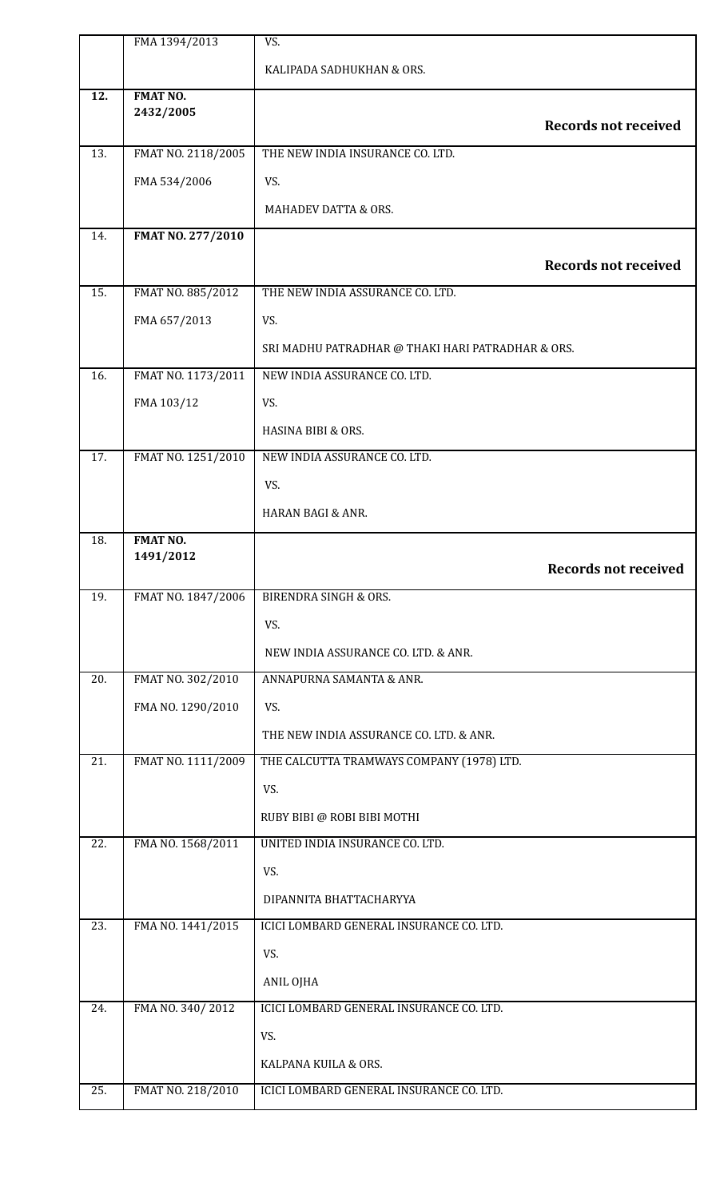|  | FMA 1394/2013 | VS. |
| --- | --- | --- |
|  |  | KALIPADA SADHUKHAN & ORS. |
| 12. | **FMAT NO. 2432/2005** | **Records not received** |
| 13. | FMAT NO. 2118/2005 | THE NEW INDIA INSURANCE CO. LTD. |
|  | FMA 534/2006 | VS. |
|  |  | MAHADEV DATTA & ORS. |
| 14. | **FMAT NO. 277/2010** | **Records not received** |
| 15. | FMAT NO. 885/2012 | THE NEW INDIA ASSURANCE CO. LTD. |
|  | FMA 657/2013 | VS. |
|  |  | SRI MADHU PATRADHAR @ THAKI HARI PATRADHAR & ORS. |
| 16. | FMAT NO. 1173/2011 | NEW INDIA ASSURANCE CO. LTD. |
|  | FMA 103/12 | VS. |
|  |  | HASINA BIBI & ORS. |
| 17. | FMAT NO. 1251/2010 | NEW INDIA ASSURANCE CO. LTD. |
|  |  | VS. |
|  |  | HARAN BAGI & ANR. |
| 18. | **FMAT NO. 1491/2012** | **Records not received** |
| 19. | FMAT NO. 1847/2006 | BIRENDRA SINGH & ORS. |
|  |  | VS. |
|  |  | NEW INDIA ASSURANCE CO. LTD. & ANR. |
| 20. | FMAT NO. 302/2010 | ANNAPURNA SAMANTA & ANR. |
|  | FMA NO. 1290/2010 | VS. |
|  |  | THE NEW INDIA ASSURANCE CO. LTD. & ANR. |
| 21. | FMAT NO. 1111/2009 | THE CALCUTTA TRAMWAYS COMPANY (1978) LTD. |
|  |  | VS. |
|  |  | RUBY BIBI @ ROBI BIBI MOTHI |
| 22. | FMA NO. 1568/2011 | UNITED INDIA INSURANCE CO. LTD. |
|  |  | VS. |
|  |  | DIPANNITA BHATTACHARYYA |
| 23. | FMA NO. 1441/2015 | ICICI LOMBARD GENERAL INSURANCE CO. LTD. |
|  |  | VS. |
|  |  | ANIL OJHA |
| 24. | FMA NO. 340/ 2012 | ICICI LOMBARD GENERAL INSURANCE CO. LTD. |
|  |  | VS. |
|  |  | KALPANA KUILA & ORS. |
| 25. | FMAT NO. 218/2010 | ICICI LOMBARD GENERAL INSURANCE CO. LTD. |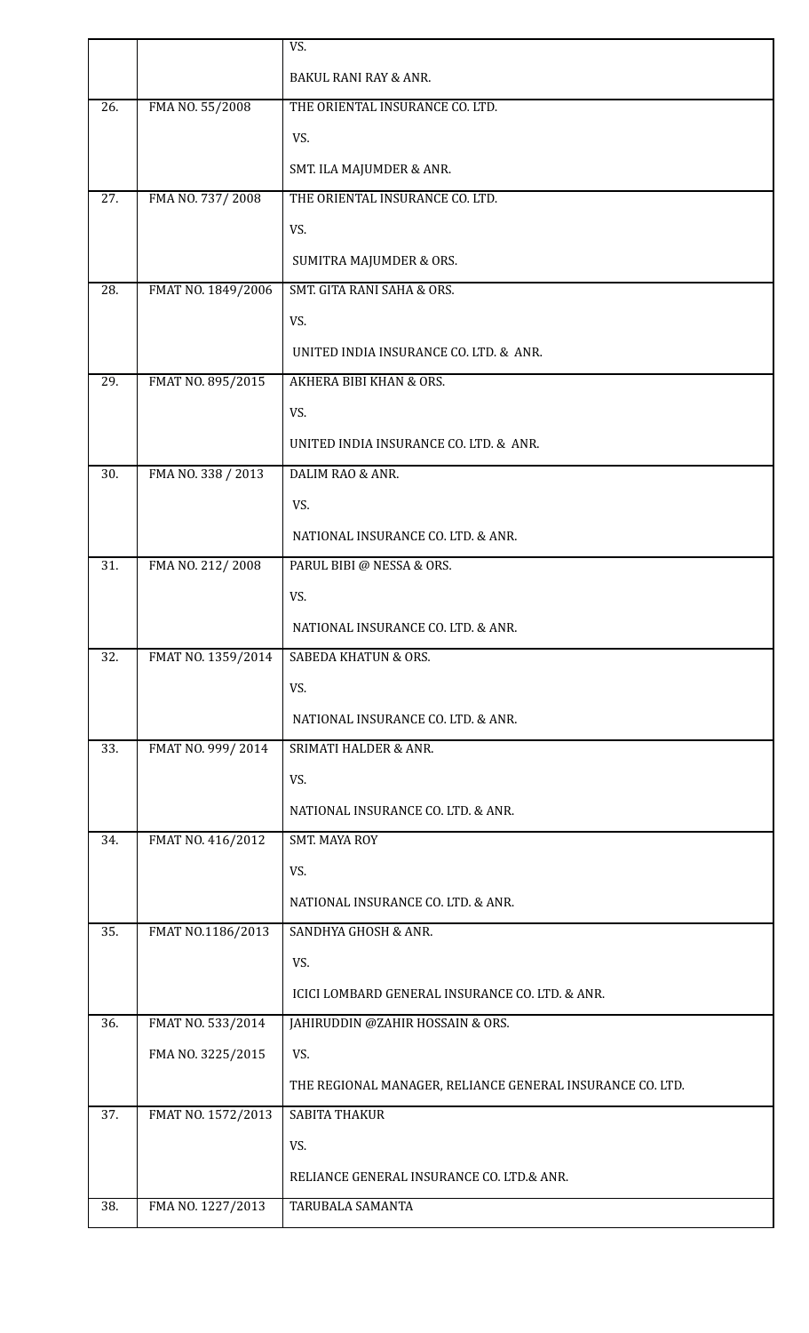| | | |
|---|---|---|
| | | VS. |
| | | BAKUL RANI RAY & ANR. |
| 26. | FMA NO. 55/2008 | THE ORIENTAL INSURANCE CO. LTD. |
| | | VS. |
| | | SMT. ILA MAJUMDER & ANR. |
| 27. | FMA NO. 737/ 2008 | THE ORIENTAL INSURANCE CO. LTD. |
| | | VS. |
| | | SUMITRA MAJUMDER & ORS. |
| 28. | FMAT NO. 1849/2006 | SMT. GITA RANI SAHA & ORS. |
| | | VS. |
| | | UNITED INDIA INSURANCE CO. LTD. & ANR. |
| 29. | FMAT NO. 895/2015 | AKHERA BIBI KHAN & ORS. |
| | | VS. |
| | | UNITED INDIA INSURANCE CO. LTD. & ANR. |
| 30. | FMA NO. 338 / 2013 | DALIM RAO & ANR. |
| | | VS. |
| | | NATIONAL INSURANCE CO. LTD. & ANR. |
| 31. | FMA NO. 212/ 2008 | PARUL BIBI @ NESSA & ORS. |
| | | VS. |
| | | NATIONAL INSURANCE CO. LTD. & ANR. |
| 32. | FMAT NO. 1359/2014 | SABEDA KHATUN & ORS. |
| | | VS. |
| | | NATIONAL INSURANCE CO. LTD. & ANR. |
| 33. | FMAT NO. 999/ 2014 | SRIMATI HALDER & ANR. |
| | | VS. |
| | | NATIONAL INSURANCE CO. LTD. & ANR. |
| 34. | FMAT NO. 416/2012 | SMT. MAYA ROY |
| | | VS. |
| | | NATIONAL INSURANCE CO. LTD. & ANR. |
| 35. | FMAT NO.1186/2013 | SANDHYA GHOSH & ANR. |
| | | VS. |
| | | ICICI LOMBARD GENERAL INSURANCE CO. LTD. & ANR. |
| 36. | FMAT NO. 533/2014 | JAHIRUDDIN @ZAHIR HOSSAIN & ORS. |
| | FMA NO. 3225/2015 | VS. |
| | | THE REGIONAL MANAGER, RELIANCE GENERAL INSURANCE CO. LTD. |
| 37. | FMAT NO. 1572/2013 | SABITA THAKUR |
| | | VS. |
| | | RELIANCE GENERAL INSURANCE CO. LTD.& ANR. |
| 38. | FMA NO. 1227/2013 | TARUBALA SAMANTA |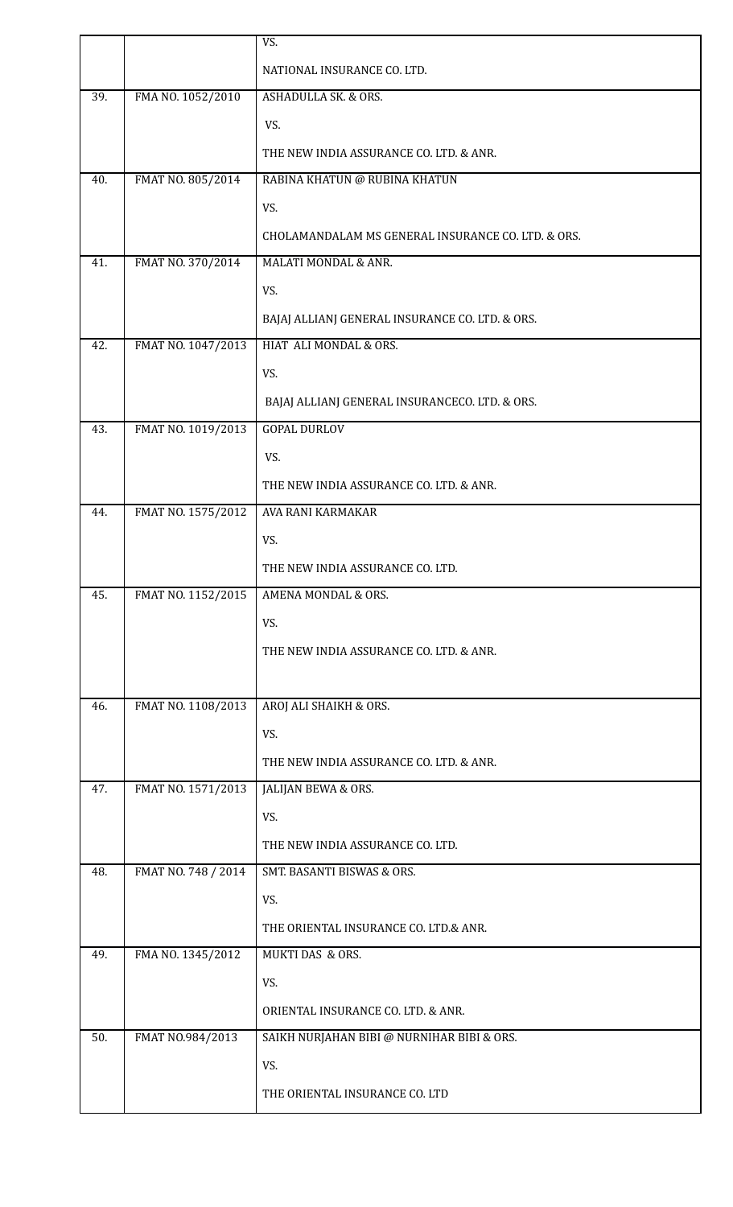| | | |
|---|---|---|
| | | VS. |
| | | NATIONAL INSURANCE CO. LTD. |
| 39. | FMA NO. 1052/2010 | ASHADULLA SK. & ORS. |
| | | VS. |
| | | THE NEW INDIA ASSURANCE CO. LTD. & ANR. |
| 40. | FMAT NO. 805/2014 | RABINA KHATUN @ RUBINA KHATUN |
| | | VS. |
| | | CHOLAMANDALAM MS GENERAL INSURANCE CO. LTD. & ORS. |
| 41. | FMAT NO. 370/2014 | MALATI MONDAL & ANR. |
| | | VS. |
| | | BAJAJ ALLIANJ GENERAL INSURANCE CO. LTD. & ORS. |
| 42. | FMAT NO. 1047/2013 | HIAT ALI MONDAL & ORS. |
| | | VS. |
| | | BAJAJ ALLIANJ GENERAL INSURANCECO. LTD. & ORS. |
| 43. | FMAT NO. 1019/2013 | GOPAL DURLOV |
| | | VS. |
| | | THE NEW INDIA ASSURANCE CO. LTD. & ANR. |
| 44. | FMAT NO. 1575/2012 | AVA RANI KARMAKAR |
| | | VS. |
| | | THE NEW INDIA ASSURANCE CO. LTD. |
| 45. | FMAT NO. 1152/2015 | AMENA MONDAL & ORS. |
| | | VS. |
| | | THE NEW INDIA ASSURANCE CO. LTD. & ANR. |
| 46. | FMAT NO. 1108/2013 | AROJ ALI SHAIKH & ORS. |
| | | VS. |
| | | THE NEW INDIA ASSURANCE CO. LTD. & ANR. |
| 47. | FMAT NO. 1571/2013 | JALIJAN BEWA & ORS. |
| | | VS. |
| | | THE NEW INDIA ASSURANCE CO. LTD. |
| 48. | FMAT NO. 748 / 2014 | SMT. BASANTI BISWAS & ORS. |
| | | VS. |
| | | THE ORIENTAL INSURANCE CO. LTD.& ANR. |
| 49. | FMA NO. 1345/2012 | MUKTI DAS & ORS. |
| | | VS. |
| | | ORIENTAL INSURANCE CO. LTD. & ANR. |
| 50. | FMAT NO.984/2013 | SAIKH NURJAHAN BIBI @ NURNIHAR BIBI & ORS. |
| | | VS. |
| | | THE ORIENTAL INSURANCE CO. LTD |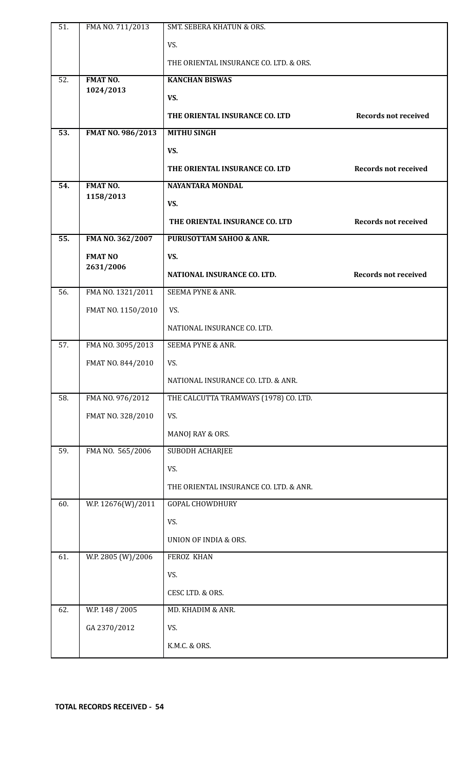| | | | |
|---|---|---|---|
| 51. | FMA NO. 711/2013 | SMT. SEBERA KHATUN & ORS.<br><br>VS.<br><br>THE ORIENTAL INSURANCE CO. LTD. & ORS. | |
| **52.** | **FMAT NO. 1024/2013** | **KANCHAN BISWAS**<br><br>**VS.**<br><br>**THE ORIENTAL INSURANCE CO. LTD** | **Records not received** |
| **53.** | **FMAT NO. 986/2013** | **MITHU SINGH**<br><br>**VS.**<br><br>**THE ORIENTAL INSURANCE CO. LTD** | **Records not received** |
| **54.** | **FMAT NO. 1158/2013** | **NAYANTARA MONDAL**<br><br>**VS.**<br><br>**THE ORIENTAL INSURANCE CO. LTD** | **Records not received** |
| **55.** | **FMA NO. 362/2007**<br><br>**FMAT NO 2631/2006** | **PURUSOTTAM SAHOO & ANR.**<br><br>**VS.**<br><br>**NATIONAL INSURANCE CO. LTD.** | **Records not received** |
| 56. | FMA NO. 1321/2011<br><br>FMAT NO. 1150/2010 | SEEMA PYNE & ANR.<br><br>VS.<br><br>NATIONAL INSURANCE CO. LTD. | |
| 57. | FMA NO. 3095/2013<br><br>FMAT NO. 844/2010 | SEEMA PYNE & ANR.<br><br>VS.<br><br>NATIONAL INSURANCE CO. LTD. & ANR. | |
| 58. | FMA NO. 976/2012<br><br>FMAT NO. 328/2010 | THE CALCUTTA TRAMWAYS (1978) CO. LTD.<br><br>VS.<br><br>MANOJ RAY & ORS. | |
| 59. | FMA NO. 565/2006 | SUBODH ACHARJEE<br><br>VS.<br><br>THE ORIENTAL INSURANCE CO. LTD. & ANR. | |
| 60. | W.P. 12676(W)/2011 | GOPAL CHOWDHURY<br><br>VS.<br><br>UNION OF INDIA & ORS. | |
| 61. | W.P. 2805 (W)/2006 | FEROZ KHAN<br><br>VS.<br><br>CESC LTD. & ORS. | |
| 62. | W.P. 148 / 2005<br><br>GA 2370/2012 | MD. KHADIM & ANR.<br><br>VS.<br><br>K.M.C. & ORS. | |

**TOTAL RECORDS RECEIVED - 54**